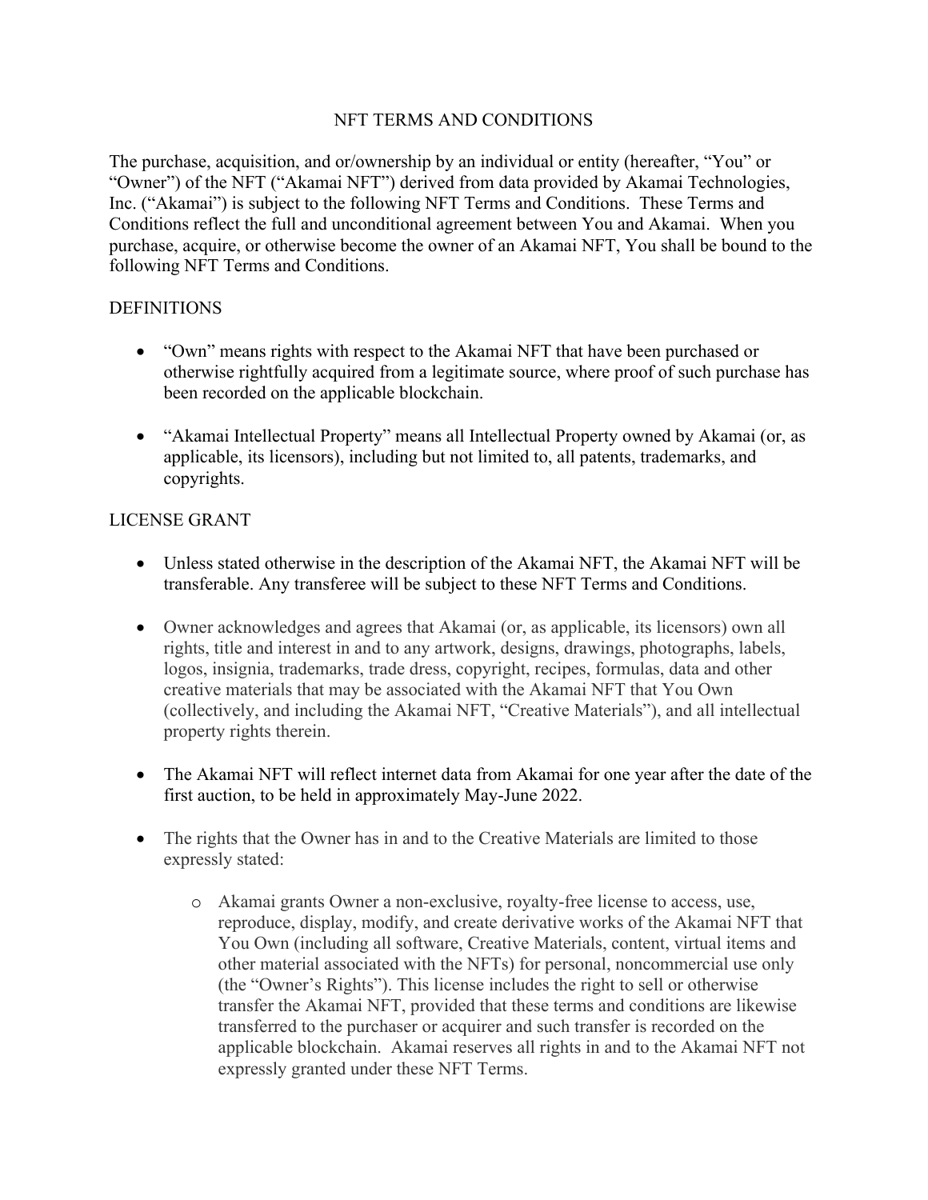# NFT TERMS AND CONDITIONS

The purchase, acquisition, and or/ownership by an individual or entity (hereafter, "You" or "Owner") of the NFT ("Akamai NFT") derived from data provided by Akamai Technologies, Inc. ("Akamai") is subject to the following NFT Terms and Conditions. These Terms and Conditions reflect the full and unconditional agreement between You and Akamai. When you purchase, acquire, or otherwise become the owner of an Akamai NFT, You shall be bound to the following NFT Terms and Conditions.

## DEFINITIONS

- "Own" means rights with respect to the Akamai NFT that have been purchased or otherwise rightfully acquired from a legitimate source, where proof of such purchase has been recorded on the applicable blockchain.

- "Akamai Intellectual Property" means all Intellectual Property owned by Akamai (or, as applicable, its licensors), including but not limited to, all patents, trademarks, and copyrights.

## LICENSE GRANT

- Unless stated otherwise in the description of the Akamai NFT, the Akamai NFT will be transferable. Any transferee will be subject to these NFT Terms and Conditions.

- Owner acknowledges and agrees that Akamai (or, as applicable, its licensors) own all rights, title and interest in and to any artwork, designs, drawings, photographs, labels, logos, insignia, trademarks, trade dress, copyright, recipes, formulas, data and other creative materials that may be associated with the Akamai NFT that You Own (collectively, and including the Akamai NFT, "Creative Materials"), and all intellectual property rights therein.

- The Akamai NFT will reflect internet data from Akamai for one year after the date of the first auction, to be held in approximately May-June 2022.

- The rights that the Owner has in and to the Creative Materials are limited to those expressly stated:

  - Akamai grants Owner a non-exclusive, royalty-free license to access, use, reproduce, display, modify, and create derivative works of the Akamai NFT that You Own (including all software, Creative Materials, content, virtual items and other material associated with the NFTs) for personal, noncommercial use only (the "Owner's Rights"). This license includes the right to sell or otherwise transfer the Akamai NFT, provided that these terms and conditions are likewise transferred to the purchaser or acquirer and such transfer is recorded on the applicable blockchain. Akamai reserves all rights in and to the Akamai NFT not expressly granted under these NFT Terms.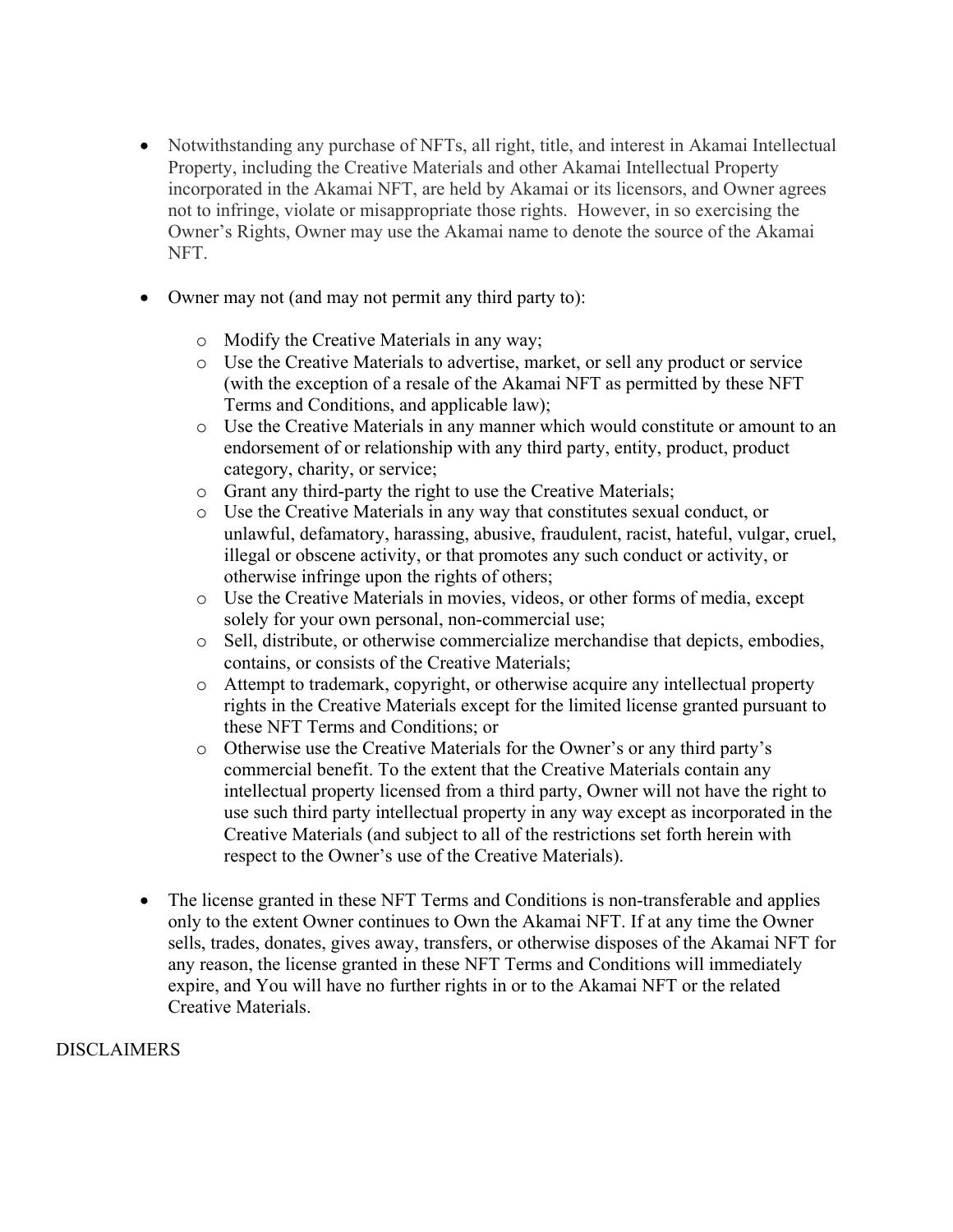- Notwithstanding any purchase of NFTs, all right, title, and interest in Akamai Intellectual Property, including the Creative Materials and other Akamai Intellectual Property incorporated in the Akamai NFT, are held by Akamai or its licensors, and Owner agrees not to infringe, violate or misappropriate those rights. However, in so exercising the Owner's Rights, Owner may use the Akamai name to denote the source of the Akamai NFT.

- Owner may not (and may not permit any third party to):

  - Modify the Creative Materials in any way;
  - Use the Creative Materials to advertise, market, or sell any product or service (with the exception of a resale of the Akamai NFT as permitted by these NFT Terms and Conditions, and applicable law);
  - Use the Creative Materials in any manner which would constitute or amount to an endorsement of or relationship with any third party, entity, product, product category, charity, or service;
  - Grant any third-party the right to use the Creative Materials;
  - Use the Creative Materials in any way that constitutes sexual conduct, or unlawful, defamatory, harassing, abusive, fraudulent, racist, hateful, vulgar, cruel, illegal or obscene activity, or that promotes any such conduct or activity, or otherwise infringe upon the rights of others;
  - Use the Creative Materials in movies, videos, or other forms of media, except solely for your own personal, non-commercial use;
  - Sell, distribute, or otherwise commercialize merchandise that depicts, embodies, contains, or consists of the Creative Materials;
  - Attempt to trademark, copyright, or otherwise acquire any intellectual property rights in the Creative Materials except for the limited license granted pursuant to these NFT Terms and Conditions; or
  - Otherwise use the Creative Materials for the Owner's or any third party's commercial benefit. To the extent that the Creative Materials contain any intellectual property licensed from a third party, Owner will not have the right to use such third party intellectual property in any way except as incorporated in the Creative Materials (and subject to all of the restrictions set forth herein with respect to the Owner's use of the Creative Materials).

- The license granted in these NFT Terms and Conditions is non-transferable and applies only to the extent Owner continues to Own the Akamai NFT. If at any time the Owner sells, trades, donates, gives away, transfers, or otherwise disposes of the Akamai NFT for any reason, the license granted in these NFT Terms and Conditions will immediately expire, and You will have no further rights in or to the Akamai NFT or the related Creative Materials.

DISCLAIMERS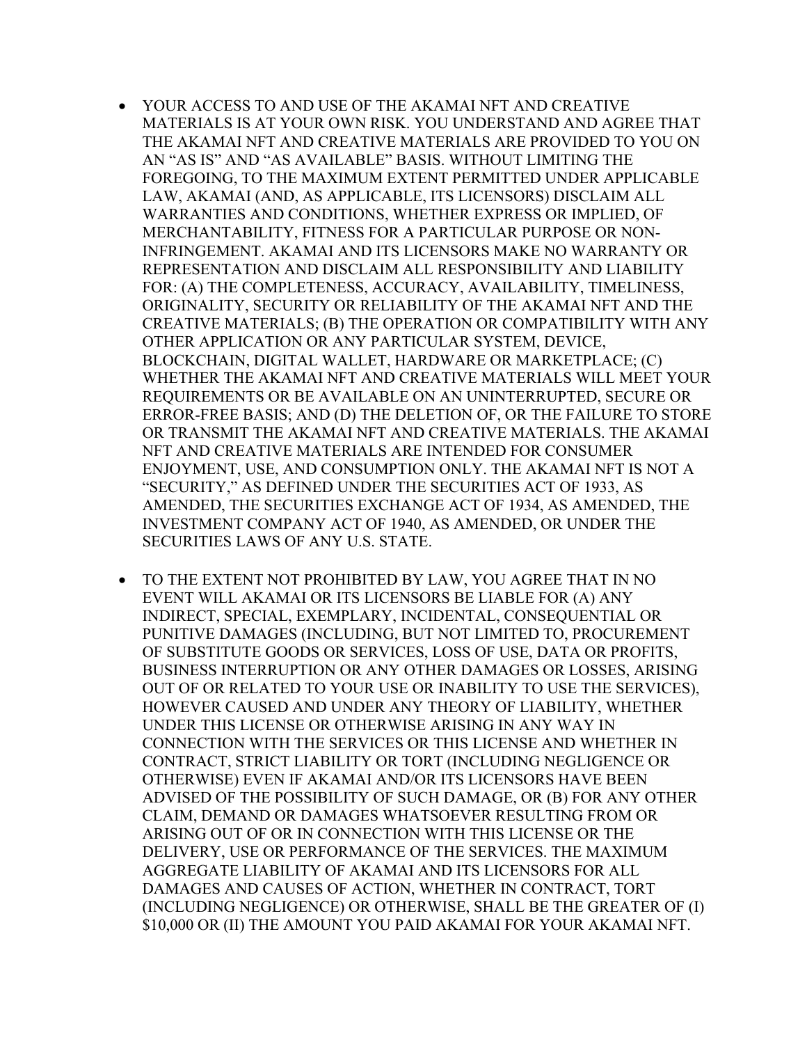- YOUR ACCESS TO AND USE OF THE AKAMAI NFT AND CREATIVE MATERIALS IS AT YOUR OWN RISK. YOU UNDERSTAND AND AGREE THAT THE AKAMAI NFT AND CREATIVE MATERIALS ARE PROVIDED TO YOU ON AN "AS IS" AND "AS AVAILABLE" BASIS. WITHOUT LIMITING THE FOREGOING, TO THE MAXIMUM EXTENT PERMITTED UNDER APPLICABLE LAW, AKAMAI (AND, AS APPLICABLE, ITS LICENSORS) DISCLAIM ALL WARRANTIES AND CONDITIONS, WHETHER EXPRESS OR IMPLIED, OF MERCHANTABILITY, FITNESS FOR A PARTICULAR PURPOSE OR NON-INFRINGEMENT. AKAMAI AND ITS LICENSORS MAKE NO WARRANTY OR REPRESENTATION AND DISCLAIM ALL RESPONSIBILITY AND LIABILITY FOR: (A) THE COMPLETENESS, ACCURACY, AVAILABILITY, TIMELINESS, ORIGINALITY, SECURITY OR RELIABILITY OF THE AKAMAI NFT AND THE CREATIVE MATERIALS; (B) THE OPERATION OR COMPATIBILITY WITH ANY OTHER APPLICATION OR ANY PARTICULAR SYSTEM, DEVICE, BLOCKCHAIN, DIGITAL WALLET, HARDWARE OR MARKETPLACE; (C) WHETHER THE AKAMAI NFT AND CREATIVE MATERIALS WILL MEET YOUR REQUIREMENTS OR BE AVAILABLE ON AN UNINTERRUPTED, SECURE OR ERROR-FREE BASIS; AND (D) THE DELETION OF, OR THE FAILURE TO STORE OR TRANSMIT THE AKAMAI NFT AND CREATIVE MATERIALS. THE AKAMAI NFT AND CREATIVE MATERIALS ARE INTENDED FOR CONSUMER ENJOYMENT, USE, AND CONSUMPTION ONLY. THE AKAMAI NFT IS NOT A "SECURITY," AS DEFINED UNDER THE SECURITIES ACT OF 1933, AS AMENDED, THE SECURITIES EXCHANGE ACT OF 1934, AS AMENDED, THE INVESTMENT COMPANY ACT OF 1940, AS AMENDED, OR UNDER THE SECURITIES LAWS OF ANY U.S. STATE.

- TO THE EXTENT NOT PROHIBITED BY LAW, YOU AGREE THAT IN NO EVENT WILL AKAMAI OR ITS LICENSORS BE LIABLE FOR (A) ANY INDIRECT, SPECIAL, EXEMPLARY, INCIDENTAL, CONSEQUENTIAL OR PUNITIVE DAMAGES (INCLUDING, BUT NOT LIMITED TO, PROCUREMENT OF SUBSTITUTE GOODS OR SERVICES, LOSS OF USE, DATA OR PROFITS, BUSINESS INTERRUPTION OR ANY OTHER DAMAGES OR LOSSES, ARISING OUT OF OR RELATED TO YOUR USE OR INABILITY TO USE THE SERVICES), HOWEVER CAUSED AND UNDER ANY THEORY OF LIABILITY, WHETHER UNDER THIS LICENSE OR OTHERWISE ARISING IN ANY WAY IN CONNECTION WITH THE SERVICES OR THIS LICENSE AND WHETHER IN CONTRACT, STRICT LIABILITY OR TORT (INCLUDING NEGLIGENCE OR OTHERWISE) EVEN IF AKAMAI AND/OR ITS LICENSORS HAVE BEEN ADVISED OF THE POSSIBILITY OF SUCH DAMAGE, OR (B) FOR ANY OTHER CLAIM, DEMAND OR DAMAGES WHATSOEVER RESULTING FROM OR ARISING OUT OF OR IN CONNECTION WITH THIS LICENSE OR THE DELIVERY, USE OR PERFORMANCE OF THE SERVICES. THE MAXIMUM AGGREGATE LIABILITY OF AKAMAI AND ITS LICENSORS FOR ALL DAMAGES AND CAUSES OF ACTION, WHETHER IN CONTRACT, TORT (INCLUDING NEGLIGENCE) OR OTHERWISE, SHALL BE THE GREATER OF (I) $10,000 OR (II) THE AMOUNT YOU PAID AKAMAI FOR YOUR AKAMAI NFT.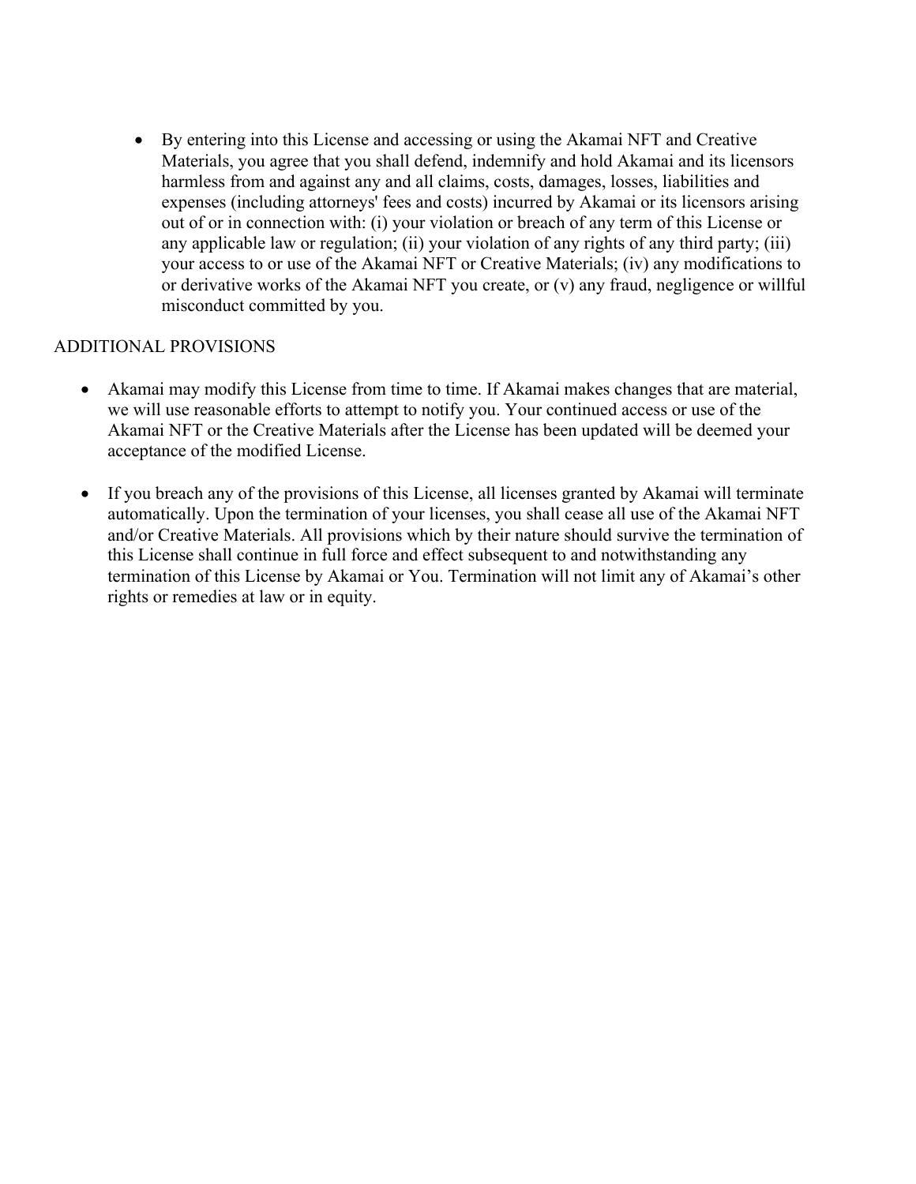- By entering into this License and accessing or using the Akamai NFT and Creative Materials, you agree that you shall defend, indemnify and hold Akamai and its licensors harmless from and against any and all claims, costs, damages, losses, liabilities and expenses (including attorneys' fees and costs) incurred by Akamai or its licensors arising out of or in connection with: (i) your violation or breach of any term of this License or any applicable law or regulation; (ii) your violation of any rights of any third party; (iii) your access to or use of the Akamai NFT or Creative Materials; (iv) any modifications to or derivative works of the Akamai NFT you create, or (v) any fraud, negligence or willful misconduct committed by you.

ADDITIONAL PROVISIONS

- Akamai may modify this License from time to time. If Akamai makes changes that are material, we will use reasonable efforts to attempt to notify you. Your continued access or use of the Akamai NFT or the Creative Materials after the License has been updated will be deemed your acceptance of the modified License.

- If you breach any of the provisions of this License, all licenses granted by Akamai will terminate automatically. Upon the termination of your licenses, you shall cease all use of the Akamai NFT and/or Creative Materials. All provisions which by their nature should survive the termination of this License shall continue in full force and effect subsequent to and notwithstanding any termination of this License by Akamai or You. Termination will not limit any of Akamai's other rights or remedies at law or in equity.